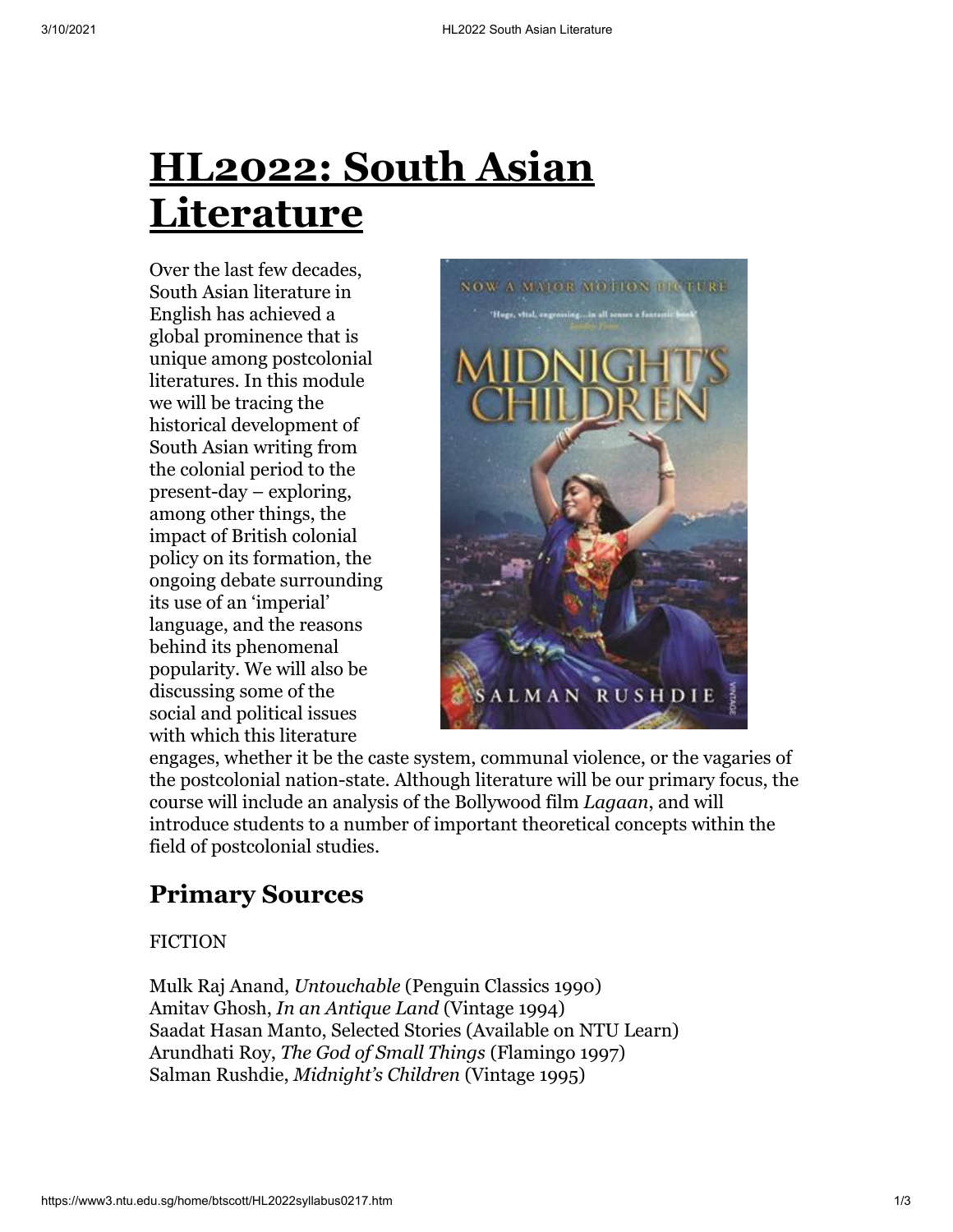# HL2022: South Asian Literature

Over the last few decades, South Asian literature in English has achieved a global prominence that is unique among postcolonial literatures. In this module we will be tracing the historical development of South Asian writing from the colonial period to the present-day – exploring, among other things, the impact of British colonial policy on its formation, the ongoing debate surrounding its use of an 'imperial' language, and the reasons behind its phenomenal popularity. We will also be discussing some of the social and political issues with which this literature engages, whether it be the caste system, communal violence, or the vagaries of the postcolonial nation-state. Although literature will be our primary focus, the course will include an analysis of the Bollywood film *Lagaan*, and will introduce students to a number of important theoretical concepts within the field of postcolonial studies.

## Primary Sources

FICTION

Mulk Raj Anand, *Untouchable* (Penguin Classics 1990)
Amitav Ghosh, *In an Antique Land* (Vintage 1994)
Saadat Hasan Manto, Selected Stories (Available on NTU Learn)
Arundhati Roy, *The God of Small Things* (Flamingo 1997)
Salman Rushdie, *Midnight's Children* (Vintage 1995)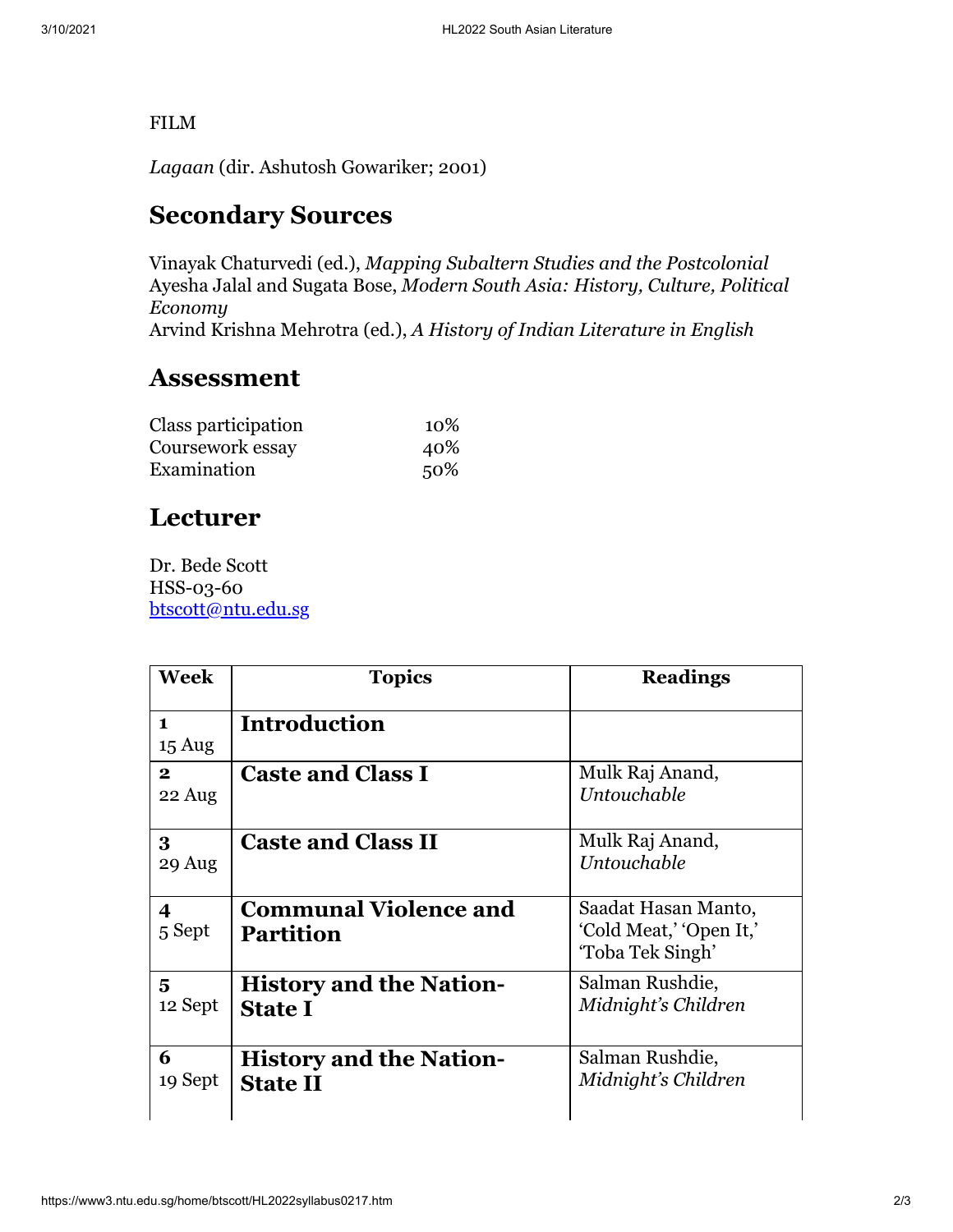FILM

*Lagaan* (dir. Ashutosh Gowariker; 2001)

## Secondary Sources

Vinayak Chaturvedi (ed.), *Mapping Subaltern Studies and the Postcolonial*
Ayesha Jalal and Sugata Bose, *Modern South Asia: History, Culture, Political Economy*
Arvind Krishna Mehrotra (ed.), *A History of Indian Literature in English*

## Assessment

| | |
|---|---|
| Class participation | 10% |
| Coursework essay | 40% |
| Examination | 50% |

## Lecturer

Dr. Bede Scott
HSS-03-60
btscott@ntu.edu.sg

| Week | Topics | Readings |
|---|---|---|
| **1** 15 Aug | **Introduction** | |
| **2** 22 Aug | **Caste and Class I** | Mulk Raj Anand, *Untouchable* |
| **3** 29 Aug | **Caste and Class II** | Mulk Raj Anand, *Untouchable* |
| **4** 5 Sept | **Communal Violence and Partition** | Saadat Hasan Manto, 'Cold Meat,' 'Open It,' 'Toba Tek Singh' |
| **5** 12 Sept | **History and the Nation-State I** | Salman Rushdie, *Midnight's Children* |
| **6** 19 Sept | **History and the Nation-State II** | Salman Rushdie, *Midnight's Children* |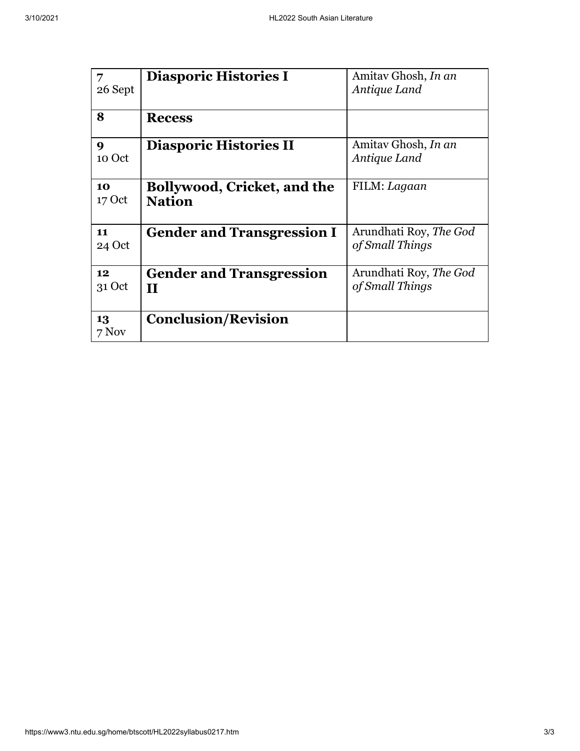| | | |
|---|---|---|
| 7<br>26 Sept | **Diasporic Histories I** | Amitav Ghosh, *In an Antique Land* |
| **8** | **Recess** | |
| **9**<br>10 Oct | **Diasporic Histories II** | Amitav Ghosh, *In an Antique Land* |
| **10**<br>17 Oct | **Bollywood, Cricket, and the Nation** | FILM: *Lagaan* |
| **11**<br>24 Oct | **Gender and Transgression I** | Arundhati Roy, *The God of Small Things* |
| **12**<br>31 Oct | **Gender and Transgression II** | Arundhati Roy, *The God of Small Things* |
| **13**<br>7 Nov | **Conclusion/Revision** | |